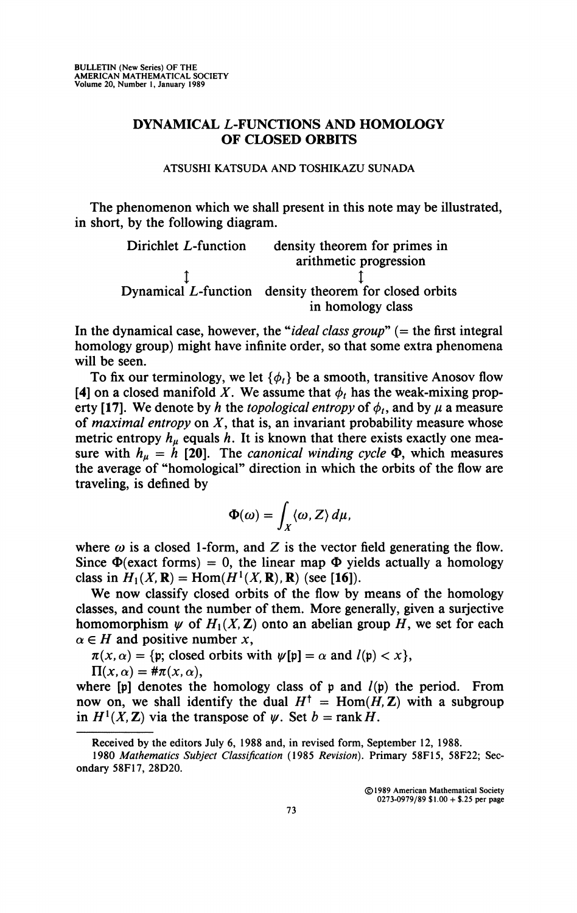BULLETIN (New Series) OF THE AMERICAN MATHEMATICAL SOCIETY
Volume 20, Number 1, January 1989

# DYNAMICAL L-FUNCTIONS AND HOMOLOGY OF CLOSED ORBITS

ATSUSHI KATSUDA AND TOSHIKAZU SUNADA

The phenomenon which we shall present in this note may be illustrated, in short, by the following diagram.

| Dirichlet $L$-function | density theorem for primes in arithmetic progression |
|---|---|
| $\updownarrow$ | $\updownarrow$ |
| Dynamical $L$-function | density theorem for closed orbits in homology class |

In the dynamical case, however, the "*ideal class group*" (= the first integral homology group) might have infinite order, so that some extra phenomena will be seen.

To fix our terminology, we let $\{\phi_t\}$ be a smooth, transitive Anosov flow [4] on a closed manifold $X$. We assume that $\phi_t$ has the weak-mixing property [17]. We denote by $h$ the *topological entropy* of $\phi_t$, and by $\mu$ a measure of *maximal entropy* on $X$, that is, an invariant probability measure whose metric entropy $h_\mu$ equals $h$. It is known that there exists exactly one measure with $h_\mu = h$ [20]. The *canonical winding cycle* $\Phi$, which measures the average of "homological" direction in which the orbits of the flow are traveling, is defined by

$$\Phi(\omega) = \int_X \langle \omega, Z \rangle \, d\mu,$$

where $\omega$ is a closed 1-form, and $Z$ is the vector field generating the flow. Since $\Phi(\text{exact forms}) = 0$, the linear map $\Phi$ yields actually a homology class in $H_1(X, \mathbf{R}) = \mathrm{Hom}(H^1(X, \mathbf{R}), \mathbf{R})$ (see [16]).

We now classify closed orbits of the flow by means of the homology classes, and count the number of them. More generally, given a surjective homomorphism $\psi$ of $H_1(X, \mathbf{Z})$ onto an abelian group $H$, we set for each $\alpha \in H$ and positive number $x$,

$\pi(x, \alpha) = \{\mathfrak{p};\ \text{closed orbits with } \psi[\mathfrak{p}] = \alpha \text{ and } l(\mathfrak{p}) < x\}$,

$\Pi(x, \alpha) = \#\pi(x, \alpha)$,

where $[\mathfrak{p}]$ denotes the homology class of $\mathfrak{p}$ and $l(\mathfrak{p})$ the period. From now on, we shall identify the dual $H^\dagger = \mathrm{Hom}(H, \mathbf{Z})$ with a subgroup in $H^1(X, \mathbf{Z})$ via the transpose of $\psi$. Set $b = \operatorname{rank} H$.

---

Received by the editors July 6, 1988 and, in revised form, September 12, 1988.

1980 *Mathematics Subject Classification* (1985 *Revision*). Primary 58F15, 58F22; Secondary 58F17, 28D20.

©1989 American Mathematical Society
0273-0979/89 \$1.00 + \$.25 per page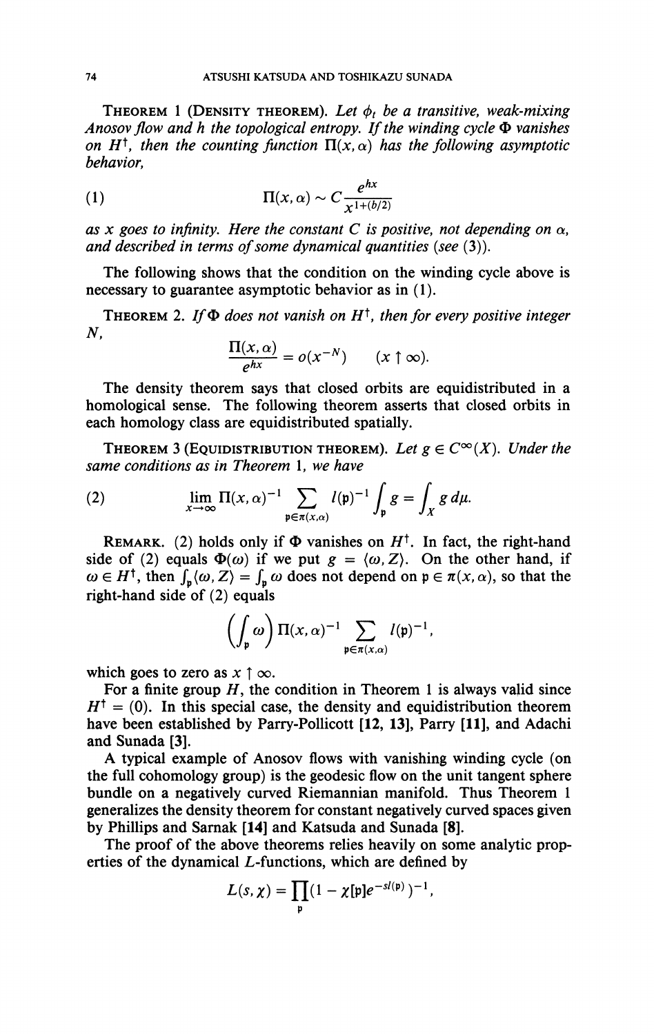**Theorem 1** (Density theorem). *Let $\phi_t$ be a transitive, weak-mixing Anosov flow and $h$ the topological entropy. If the winding cycle $\Phi$ vanishes on $H^\dagger$, then the counting function $\Pi(x, \alpha)$ has the following asymptotic behavior,*

$$\Pi(x, \alpha) \sim C \frac{e^{hx}}{x^{1+(b/2)}} \tag{1}$$

*as $x$ goes to infinity. Here the constant $C$ is positive, not depending on $\alpha$, and described in terms of some dynamical quantities (see (3)).*

The following shows that the condition on the winding cycle above is necessary to guarantee asymptotic behavior as in (1).

**Theorem 2.** *If $\Phi$ does not vanish on $H^\dagger$, then for every positive integer $N$,*

$$\frac{\Pi(x, \alpha)}{e^{hx}} = o(x^{-N}) \qquad (x \uparrow \infty).$$

The density theorem says that closed orbits are equidistributed in a homological sense. The following theorem asserts that closed orbits in each homology class are equidistributed spatially.

**Theorem 3** (Equidistribution theorem). *Let $g \in C^\infty(X)$. Under the same conditions as in Theorem 1, we have*

$$\lim_{x \to \infty} \Pi(x, \alpha)^{-1} \sum_{\mathfrak{p} \in \pi(x, \alpha)} l(\mathfrak{p})^{-1} \int_{\mathfrak{p}} g = \int_X g \, d\mu. \tag{2}$$

**Remark.** (2) holds only if $\Phi$ vanishes on $H^\dagger$. In fact, the right-hand side of (2) equals $\Phi(\omega)$ if we put $g = \langle \omega, Z \rangle$. On the other hand, if $\omega \in H^\dagger$, then $\int_{\mathfrak{p}} \langle \omega, Z \rangle = \int_{\mathfrak{p}} \omega$ does not depend on $\mathfrak{p} \in \pi(x, \alpha)$, so that the right-hand side of (2) equals

$$\left( \int_{\mathfrak{p}} \omega \right) \Pi(x, \alpha)^{-1} \sum_{\mathfrak{p} \in \pi(x, \alpha)} l(\mathfrak{p})^{-1},$$

which goes to zero as $x \uparrow \infty$.

For a finite group $H$, the condition in Theorem 1 is always valid since $H^\dagger = (0)$. In this special case, the density and equidistribution theorem have been established by Parry-Pollicott **[12, 13]**, Parry **[11]**, and Adachi and Sunada **[3]**.

A typical example of Anosov flows with vanishing winding cycle (on the full cohomology group) is the geodesic flow on the unit tangent sphere bundle on a negatively curved Riemannian manifold. Thus Theorem 1 generalizes the density theorem for constant negatively curved spaces given by Phillips and Sarnak **[14]** and Katsuda and Sunada **[8]**.

The proof of the above theorems relies heavily on some analytic properties of the dynamical $L$-functions, which are defined by

$$L(s, \chi) = \prod_{\mathfrak{p}} (1 - \chi[\mathfrak{p}] e^{-sl(\mathfrak{p})})^{-1},$$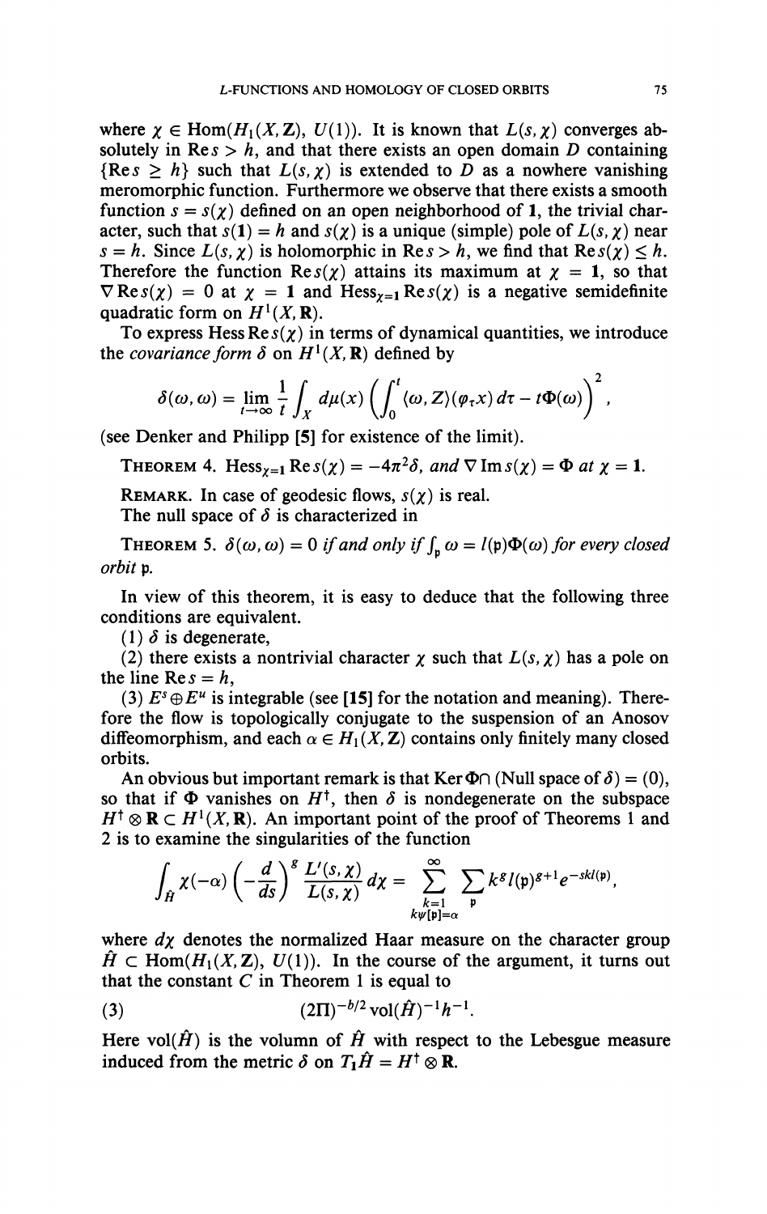where $\chi \in \operatorname{Hom}(H_1(X, \mathbf{Z}), U(1))$. It is known that $L(s, \chi)$ converges absolutely in $\operatorname{Re} s > h$, and that there exists an open domain $D$ containing $\{\operatorname{Re} s \geq h\}$ such that $L(s, \chi)$ is extended to $D$ as a nowhere vanishing meromorphic function. Furthermore we observe that there exists a smooth function $s = s(\chi)$ defined on an open neighborhood of $\mathbf{1}$, the trivial character, such that $s(\mathbf{1}) = h$ and $s(\chi)$ is a unique (simple) pole of $L(s, \chi)$ near $s = h$. Since $L(s, \chi)$ is holomorphic in $\operatorname{Re} s > h$, we find that $\operatorname{Re} s(\chi) \leq h$. Therefore the function $\operatorname{Re} s(\chi)$ attains its maximum at $\chi = \mathbf{1}$, so that $\nabla \operatorname{Re} s(\chi) = 0$ at $\chi = \mathbf{1}$ and $\operatorname{Hess}_{\chi=\mathbf{1}} \operatorname{Re} s(\chi)$ is a negative semidefinite quadratic form on $H^1(X, \mathbf{R})$.

To express $\operatorname{Hess} \operatorname{Re} s(\chi)$ in terms of dynamical quantities, we introduce the *covariance form* $\delta$ on $H^1(X, \mathbf{R})$ defined by

$$\delta(\omega, \omega) = \lim_{t \to \infty} \frac{1}{t} \int_X d\mu(x) \left( \int_0^t \langle \omega, Z \rangle (\varphi_\tau x) \, d\tau - t\Phi(\omega) \right)^2,$$

(see Denker and Philipp [5] for existence of the limit).

**Theorem 4.** $\operatorname{Hess}_{\chi=\mathbf{1}} \operatorname{Re} s(\chi) = -4\pi^2 \delta$, *and* $\nabla \operatorname{Im} s(\chi) = \Phi$ *at* $\chi = \mathbf{1}$.

**Remark.** In case of geodesic flows, $s(\chi)$ is real.

The null space of $\delta$ is characterized in

**Theorem 5.** $\delta(\omega, \omega) = 0$ *if and only if* $\int_{\mathfrak{p}} \omega = l(\mathfrak{p}) \Phi(\omega)$ *for every closed orbit* $\mathfrak{p}$.

In view of this theorem, it is easy to deduce that the following three conditions are equivalent.

(1) $\delta$ is degenerate,

(2) there exists a nontrivial character $\chi$ such that $L(s, \chi)$ has a pole on the line $\operatorname{Re} s = h$,

(3) $E^s \oplus E^u$ is integrable (see [15] for the notation and meaning). Therefore the flow is topologically conjugate to the suspension of an Anosov diffeomorphism, and each $\alpha \in H_1(X, \mathbf{Z})$ contains only finitely many closed orbits.

An obvious but important remark is that $\operatorname{Ker} \Phi \cap$ (Null space of $\delta$) $= (0)$, so that if $\Phi$ vanishes on $H^\dagger$, then $\delta$ is nondegenerate on the subspace $H^\dagger \otimes \mathbf{R} \subset H^1(X, \mathbf{R})$. An important point of the proof of Theorems 1 and 2 is to examine the singularities of the function

$$\int_{\hat{H}} \chi(-\alpha) \left( -\frac{d}{ds} \right)^g \frac{L'(s, \chi)}{L(s, \chi)} \, d\chi = \sum_{\substack{k=1 \\ k\psi[\mathfrak{p}]=\alpha}}^{\infty} \sum_{\mathfrak{p}} k^g l(\mathfrak{p})^{g+1} e^{-skl(\mathfrak{p})},$$

where $d\chi$ denotes the normalized Haar measure on the character group $\hat{H} \subset \operatorname{Hom}(H_1(X, \mathbf{Z}), U(1))$. In the course of the argument, it turns out that the constant $C$ in Theorem 1 is equal to

$$(2\Pi)^{-b/2} \operatorname{vol}(\hat{H})^{-1} h^{-1}. \tag{3}$$

Here $\operatorname{vol}(\hat{H})$ is the volumn of $\hat{H}$ with respect to the Lebesgue measure induced from the metric $\delta$ on $T_1\hat{H} = H^\dagger \otimes \mathbf{R}$.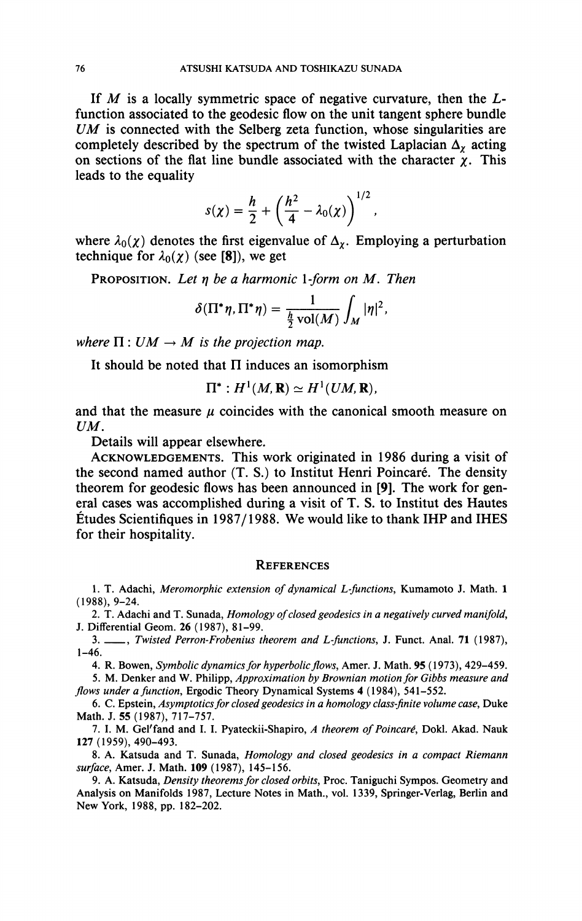If $M$ is a locally symmetric space of negative curvature, then the $L$-function associated to the geodesic flow on the unit tangent sphere bundle $UM$ is connected with the Selberg zeta function, whose singularities are completely described by the spectrum of the twisted Laplacian $\Delta_\chi$ acting on sections of the flat line bundle associated with the character $\chi$. This leads to the equality

$$s(\chi) = \frac{h}{2} + \left(\frac{h^2}{4} - \lambda_0(\chi)\right)^{1/2},$$

where $\lambda_0(\chi)$ denotes the first eigenvalue of $\Delta_\chi$. Employing a perturbation technique for $\lambda_0(\chi)$ (see **[8]**), we get

PROPOSITION. *Let $\eta$ be a harmonic 1-form on $M$. Then*

$$\delta(\Pi^*\eta, \Pi^*\eta) = \frac{1}{\frac{h}{2}\operatorname{vol}(M)}\int_M |\eta|^2,$$

*where $\Pi : UM \to M$ is the projection map.*

It should be noted that $\Pi$ induces an isomorphism

$$\Pi^* : H^1(M, \mathbf{R}) \simeq H^1(UM, \mathbf{R}),$$

and that the measure $\mu$ coincides with the canonical smooth measure on $UM$.

Details will appear elsewhere.

ACKNOWLEDGEMENTS. This work originated in 1986 during a visit of the second named author (T. S.) to Institut Henri Poincaré. The density theorem for geodesic flows has been announced in **[9]**. The work for general cases was accomplished during a visit of T. S. to Institut des Hautes Études Scientifiques in 1987/1988. We would like to thank IHP and IHES for their hospitality.

## REFERENCES

1. T. Adachi, *Meromorphic extension of dynamical L-functions*, Kumamoto J. Math. **1** (1988), 9–24.
2. T. Adachi and T. Sunada, *Homology of closed geodesics in a negatively curved manifold*, J. Differential Geom. **26** (1987), 81–99.
3. ——, *Twisted Perron-Frobenius theorem and L-functions*, J. Funct. Anal. **71** (1987), 1–46.
4. R. Bowen, *Symbolic dynamics for hyperbolic flows*, Amer. J. Math. **95** (1973), 429–459.
5. M. Denker and W. Philipp, *Approximation by Brownian motion for Gibbs measure and flows under a function*, Ergodic Theory Dynamical Systems **4** (1984), 541–552.
6. C. Epstein, *Asymptotics for closed geodesics in a homology class-finite volume case*, Duke Math. J. **55** (1987), 717–757.
7. I. M. Gel'fand and I. I. Pyateckii-Shapiro, *A theorem of Poincaré*, Dokl. Akad. Nauk **127** (1959), 490–493.
8. A. Katsuda and T. Sunada, *Homology and closed geodesics in a compact Riemann surface*, Amer. J. Math. **109** (1987), 145–156.
9. A. Katsuda, *Density theorems for closed orbits*, Proc. Taniguchi Sympos. Geometry and Analysis on Manifolds 1987, Lecture Notes in Math., vol. 1339, Springer-Verlag, Berlin and New York, 1988, pp. 182–202.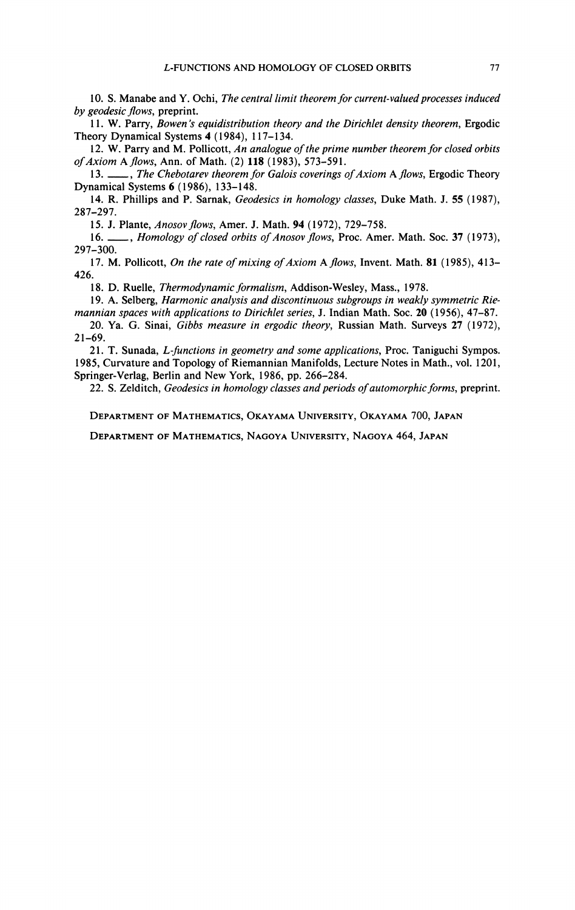10. S. Manabe and Y. Ochi, *The central limit theorem for current-valued processes induced by geodesic flows*, preprint.

11. W. Parry, *Bowen's equidistribution theory and the Dirichlet density theorem*, Ergodic Theory Dynamical Systems **4** (1984), 117–134.

12. W. Parry and M. Pollicott, *An analogue of the prime number theorem for closed orbits of Axiom* A *flows*, Ann. of Math. (2) **118** (1983), 573–591.

13. ——, *The Chebotarev theorem for Galois coverings of Axiom* A *flows*, Ergodic Theory Dynamical Systems **6** (1986), 133–148.

14. R. Phillips and P. Sarnak, *Geodesics in homology classes*, Duke Math. J. **55** (1987), 287–297.

15. J. Plante, *Anosov flows*, Amer. J. Math. **94** (1972), 729–758.

16. ——, *Homology of closed orbits of Anosov flows*, Proc. Amer. Math. Soc. **37** (1973), 297–300.

17. M. Pollicott, *On the rate of mixing of Axiom* A *flows*, Invent. Math. **81** (1985), 413–426.

18. D. Ruelle, *Thermodynamic formalism*, Addison-Wesley, Mass., 1978.

19. A. Selberg, *Harmonic analysis and discontinuous subgroups in weakly symmetric Riemannian spaces with applications to Dirichlet series*, J. Indian Math. Soc. **20** (1956), 47–87.

20. Ya. G. Sinai, *Gibbs measure in ergodic theory*, Russian Math. Surveys **27** (1972), 21–69.

21. T. Sunada, *L-functions in geometry and some applications*, Proc. Taniguchi Sympos. 1985, Curvature and Topology of Riemannian Manifolds, Lecture Notes in Math., vol. 1201, Springer-Verlag, Berlin and New York, 1986, pp. 266–284.

22. S. Zelditch, *Geodesics in homology classes and periods of automorphic forms*, preprint.

DEPARTMENT OF MATHEMATICS, OKAYAMA UNIVERSITY, OKAYAMA 700, JAPAN

DEPARTMENT OF MATHEMATICS, NAGOYA UNIVERSITY, NAGOYA 464, JAPAN